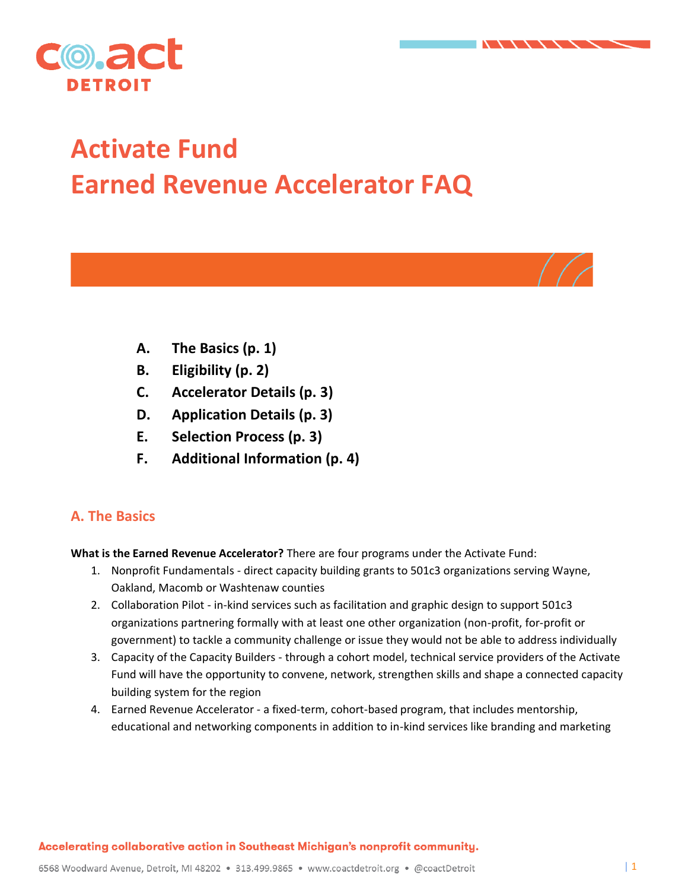# Activate Fund
# Earned Revenue Accelerator FAQ

- **A. The Basics (p. 1)**
- **B. Eligibility (p. 2)**
- **C. Accelerator Details (p. 3)**
- **D. Application Details (p. 3)**
- **E. Selection Process (p. 3)**
- **F. Additional Information (p. 4)**

## A. The Basics

**What is the Earned Revenue Accelerator?** There are four programs under the Activate Fund:

1. Nonprofit Fundamentals - direct capacity building grants to 501c3 organizations serving Wayne, Oakland, Macomb or Washtenaw counties
2. Collaboration Pilot - in-kind services such as facilitation and graphic design to support 501c3 organizations partnering formally with at least one other organization (non-profit, for-profit or government) to tackle a community challenge or issue they would not be able to address individually
3. Capacity of the Capacity Builders - through a cohort model, technical service providers of the Activate Fund will have the opportunity to convene, network, strengthen skills and shape a connected capacity building system for the region
4. Earned Revenue Accelerator - a fixed-term, cohort-based program, that includes mentorship, educational and networking components in addition to in-kind services like branding and marketing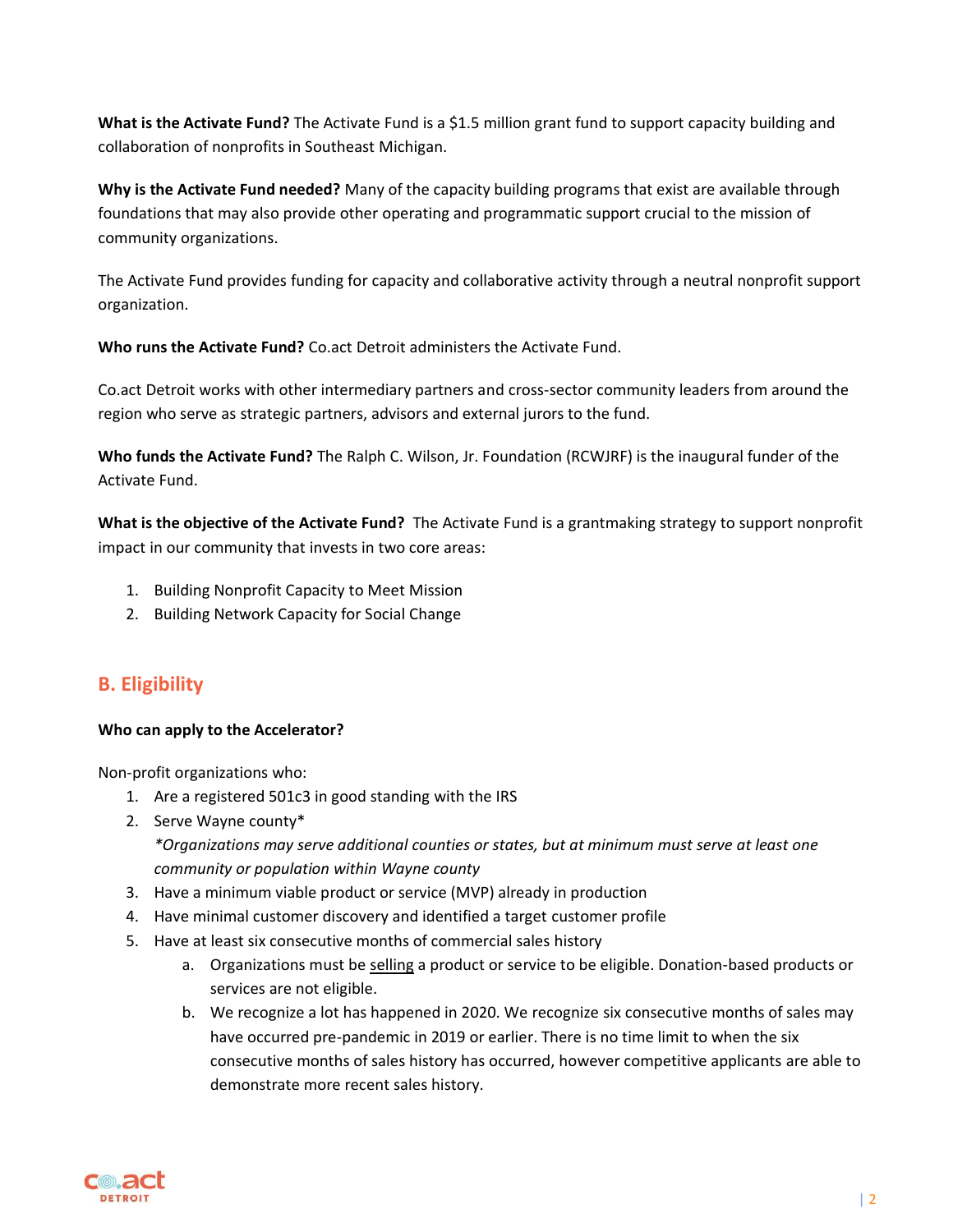**What is the Activate Fund?** The Activate Fund is a $1.5 million grant fund to support capacity building and collaboration of nonprofits in Southeast Michigan.

**Why is the Activate Fund needed?** Many of the capacity building programs that exist are available through foundations that may also provide other operating and programmatic support crucial to the mission of community organizations.

The Activate Fund provides funding for capacity and collaborative activity through a neutral nonprofit support organization.

**Who runs the Activate Fund?** Co.act Detroit administers the Activate Fund.

Co.act Detroit works with other intermediary partners and cross-sector community leaders from around the region who serve as strategic partners, advisors and external jurors to the fund.

**Who funds the Activate Fund?** The Ralph C. Wilson, Jr. Foundation (RCWJRF) is the inaugural funder of the Activate Fund.

**What is the objective of the Activate Fund?** The Activate Fund is a grantmaking strategy to support nonprofit impact in our community that invests in two core areas:

1. Building Nonprofit Capacity to Meet Mission
2. Building Network Capacity for Social Change

## B. Eligibility

**Who can apply to the Accelerator?**

Non-profit organizations who:

1. Are a registered 501c3 in good standing with the IRS
2. Serve Wayne county*
   *\*Organizations may serve additional counties or states, but at minimum must serve at least one community or population within Wayne county*
3. Have a minimum viable product or service (MVP) already in production
4. Have minimal customer discovery and identified a target customer profile
5. Have at least six consecutive months of commercial sales history
   a. Organizations must be <u>selling</u> a product or service to be eligible. Donation-based products or services are not eligible.
   b. We recognize a lot has happened in 2020. We recognize six consecutive months of sales may have occurred pre-pandemic in 2019 or earlier. There is no time limit to when the six consecutive months of sales history has occurred, however competitive applicants are able to demonstrate more recent sales history.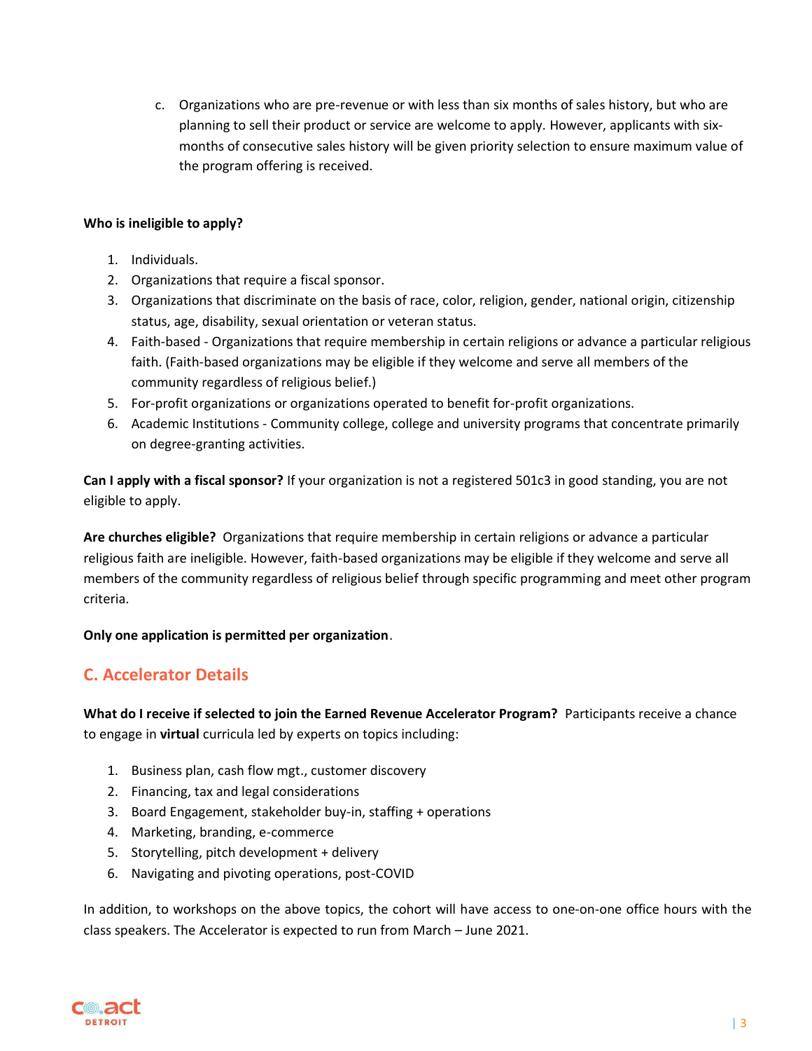c. Organizations who are pre-revenue or with less than six months of sales history, but who are planning to sell their product or service are welcome to apply. However, applicants with six-months of consecutive sales history will be given priority selection to ensure maximum value of the program offering is received.

**Who is ineligible to apply?**

1. Individuals.
2. Organizations that require a fiscal sponsor.
3. Organizations that discriminate on the basis of race, color, religion, gender, national origin, citizenship status, age, disability, sexual orientation or veteran status.
4. Faith-based - Organizations that require membership in certain religions or advance a particular religious faith. (Faith-based organizations may be eligible if they welcome and serve all members of the community regardless of religious belief.)
5. For-profit organizations or organizations operated to benefit for-profit organizations.
6. Academic Institutions - Community college, college and university programs that concentrate primarily on degree-granting activities.

**Can I apply with a fiscal sponsor?** If your organization is not a registered 501c3 in good standing, you are not eligible to apply.

**Are churches eligible?** Organizations that require membership in certain religions or advance a particular religious faith are ineligible. However, faith-based organizations may be eligible if they welcome and serve all members of the community regardless of religious belief through specific programming and meet other program criteria.

**Only one application is permitted per organization**.

## C. Accelerator Details

**What do I receive if selected to join the Earned Revenue Accelerator Program?** Participants receive a chance to engage in **virtual** curricula led by experts on topics including:

1. Business plan, cash flow mgt., customer discovery
2. Financing, tax and legal considerations
3. Board Engagement, stakeholder buy-in, staffing + operations
4. Marketing, branding, e-commerce
5. Storytelling, pitch development + delivery
6. Navigating and pivoting operations, post-COVID

In addition, to workshops on the above topics, the cohort will have access to one-on-one office hours with the class speakers. The Accelerator is expected to run from March – June 2021.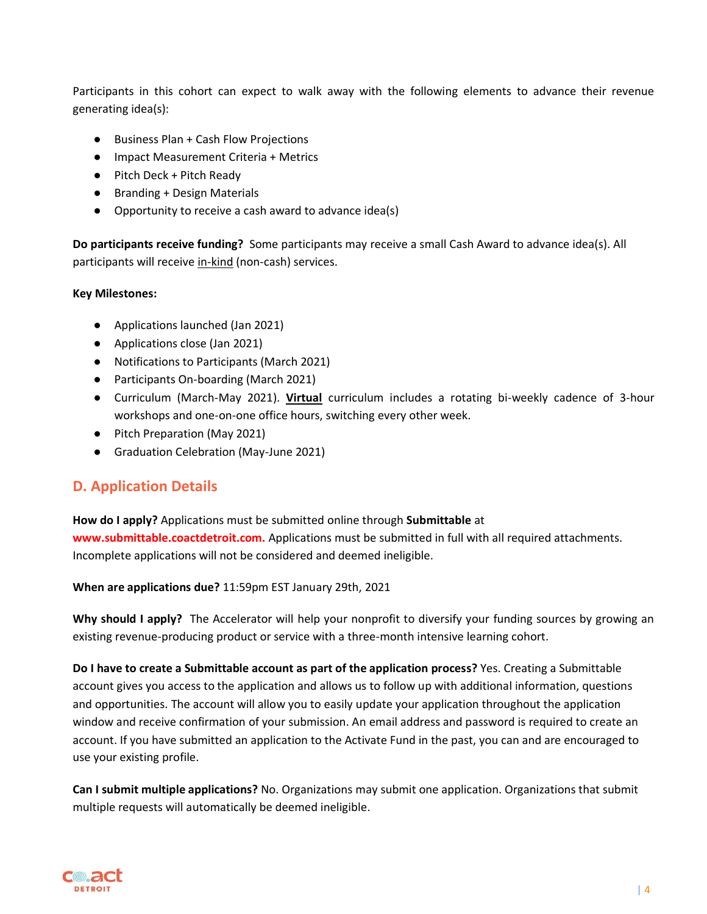Participants in this cohort can expect to walk away with the following elements to advance their revenue generating idea(s):

- Business Plan + Cash Flow Projections
- Impact Measurement Criteria + Metrics
- Pitch Deck + Pitch Ready
- Branding + Design Materials
- Opportunity to receive a cash award to advance idea(s)

**Do participants receive funding?** Some participants may receive a small Cash Award to advance idea(s). All participants will receive in-kind (non-cash) services.

**Key Milestones:**

- Applications launched (Jan 2021)
- Applications close (Jan 2021)
- Notifications to Participants (March 2021)
- Participants On-boarding (March 2021)
- Curriculum (March-May 2021). **Virtual** curriculum includes a rotating bi-weekly cadence of 3-hour workshops and one-on-one office hours, switching every other week.
- Pitch Preparation (May 2021)
- Graduation Celebration (May-June 2021)

## D. Application Details

**How do I apply?** Applications must be submitted online through **Submittable** at **www.submittable.coactdetroit.com.** Applications must be submitted in full with all required attachments. Incomplete applications will not be considered and deemed ineligible.

**When are applications due?** 11:59pm EST January 29th, 2021

**Why should I apply?** The Accelerator will help your nonprofit to diversify your funding sources by growing an existing revenue-producing product or service with a three-month intensive learning cohort.

**Do I have to create a Submittable account as part of the application process?** Yes. Creating a Submittable account gives you access to the application and allows us to follow up with additional information, questions and opportunities. The account will allow you to easily update your application throughout the application window and receive confirmation of your submission. An email address and password is required to create an account. If you have submitted an application to the Activate Fund in the past, you can and are encouraged to use your existing profile.

**Can I submit multiple applications?** No. Organizations may submit one application. Organizations that submit multiple requests will automatically be deemed ineligible.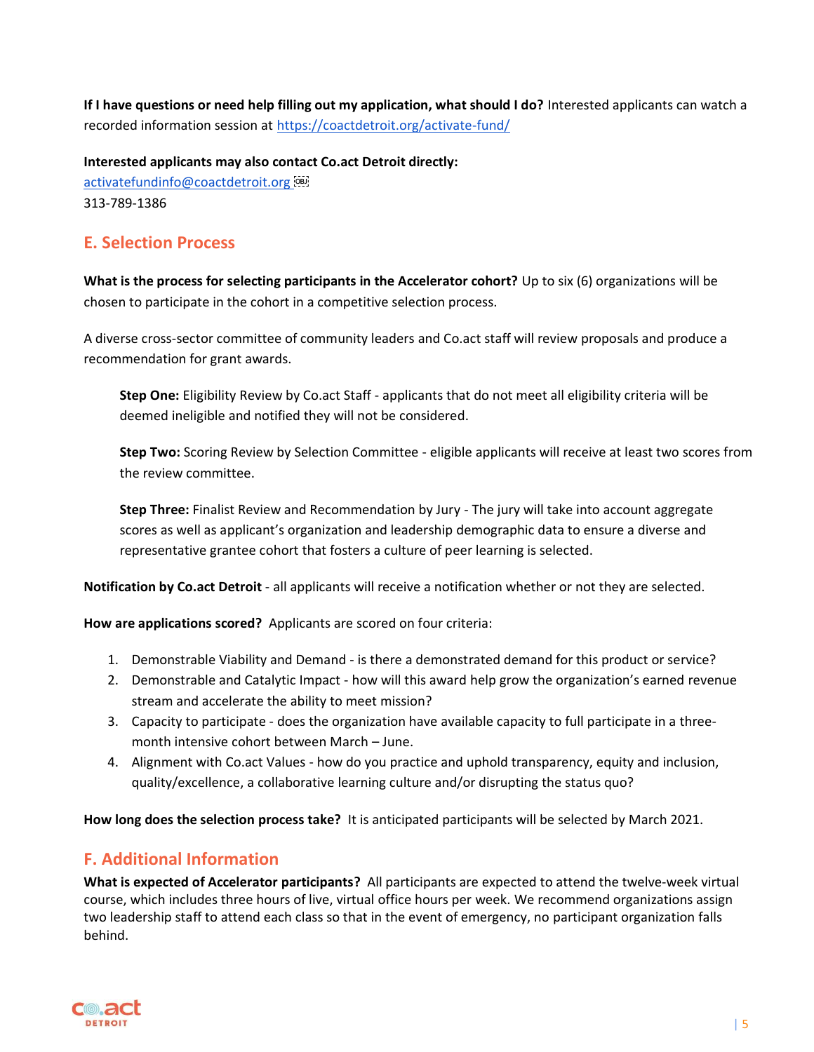**If I have questions or need help filling out my application, what should I do?** Interested applicants can watch a recorded information session at https://coactdetroit.org/activate-fund/

**Interested applicants may also contact Co.act Detroit directly:**
activatefundinfo@coactdetroit.org
313-789-1386

## E. Selection Process

**What is the process for selecting participants in the Accelerator cohort?** Up to six (6) organizations will be chosen to participate in the cohort in a competitive selection process.

A diverse cross-sector committee of community leaders and Co.act staff will review proposals and produce a recommendation for grant awards.

> **Step One:** Eligibility Review by Co.act Staff - applicants that do not meet all eligibility criteria will be deemed ineligible and notified they will not be considered.
>
> **Step Two:** Scoring Review by Selection Committee - eligible applicants will receive at least two scores from the review committee.
>
> **Step Three:** Finalist Review and Recommendation by Jury - The jury will take into account aggregate scores as well as applicant's organization and leadership demographic data to ensure a diverse and representative grantee cohort that fosters a culture of peer learning is selected.

**Notification by Co.act Detroit** - all applicants will receive a notification whether or not they are selected.

**How are applications scored?** Applicants are scored on four criteria:

1. Demonstrable Viability and Demand - is there a demonstrated demand for this product or service?
2. Demonstrable and Catalytic Impact - how will this award help grow the organization's earned revenue stream and accelerate the ability to meet mission?
3. Capacity to participate - does the organization have available capacity to full participate in a three-month intensive cohort between March – June.
4. Alignment with Co.act Values - how do you practice and uphold transparency, equity and inclusion, quality/excellence, a collaborative learning culture and/or disrupting the status quo?

**How long does the selection process take?** It is anticipated participants will be selected by March 2021.

## F. Additional Information

**What is expected of Accelerator participants?** All participants are expected to attend the twelve-week virtual course, which includes three hours of live, virtual office hours per week. We recommend organizations assign two leadership staff to attend each class so that in the event of emergency, no participant organization falls behind.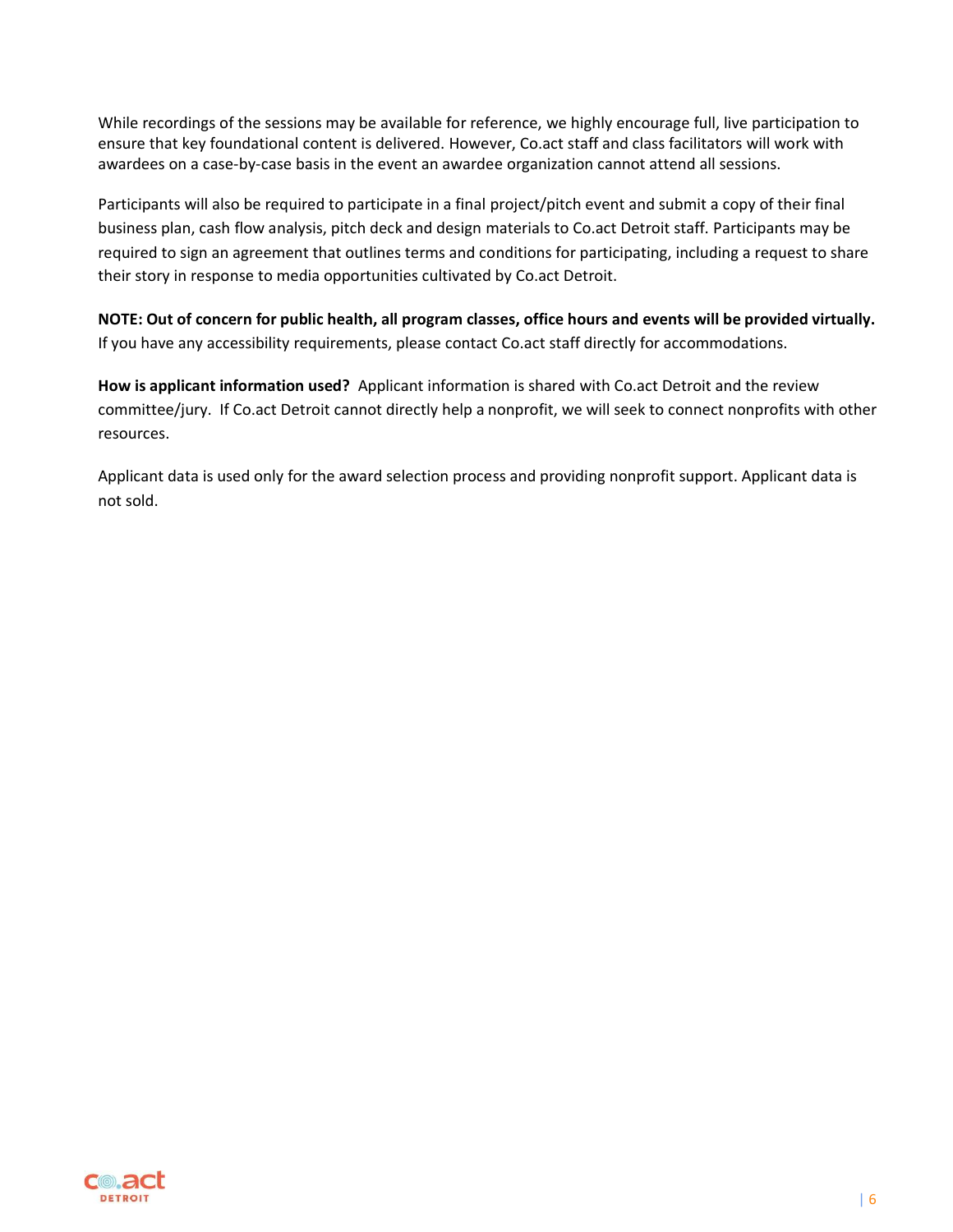While recordings of the sessions may be available for reference, we highly encourage full, live participation to ensure that key foundational content is delivered. However, Co.act staff and class facilitators will work with awardees on a case-by-case basis in the event an awardee organization cannot attend all sessions.

Participants will also be required to participate in a final project/pitch event and submit a copy of their final business plan, cash flow analysis, pitch deck and design materials to Co.act Detroit staff. Participants may be required to sign an agreement that outlines terms and conditions for participating, including a request to share their story in response to media opportunities cultivated by Co.act Detroit.

**NOTE: Out of concern for public health, all program classes, office hours and events will be provided virtually.** If you have any accessibility requirements, please contact Co.act staff directly for accommodations.

**How is applicant information used?** Applicant information is shared with Co.act Detroit and the review committee/jury. If Co.act Detroit cannot directly help a nonprofit, we will seek to connect nonprofits with other resources.

Applicant data is used only for the award selection process and providing nonprofit support. Applicant data is not sold.